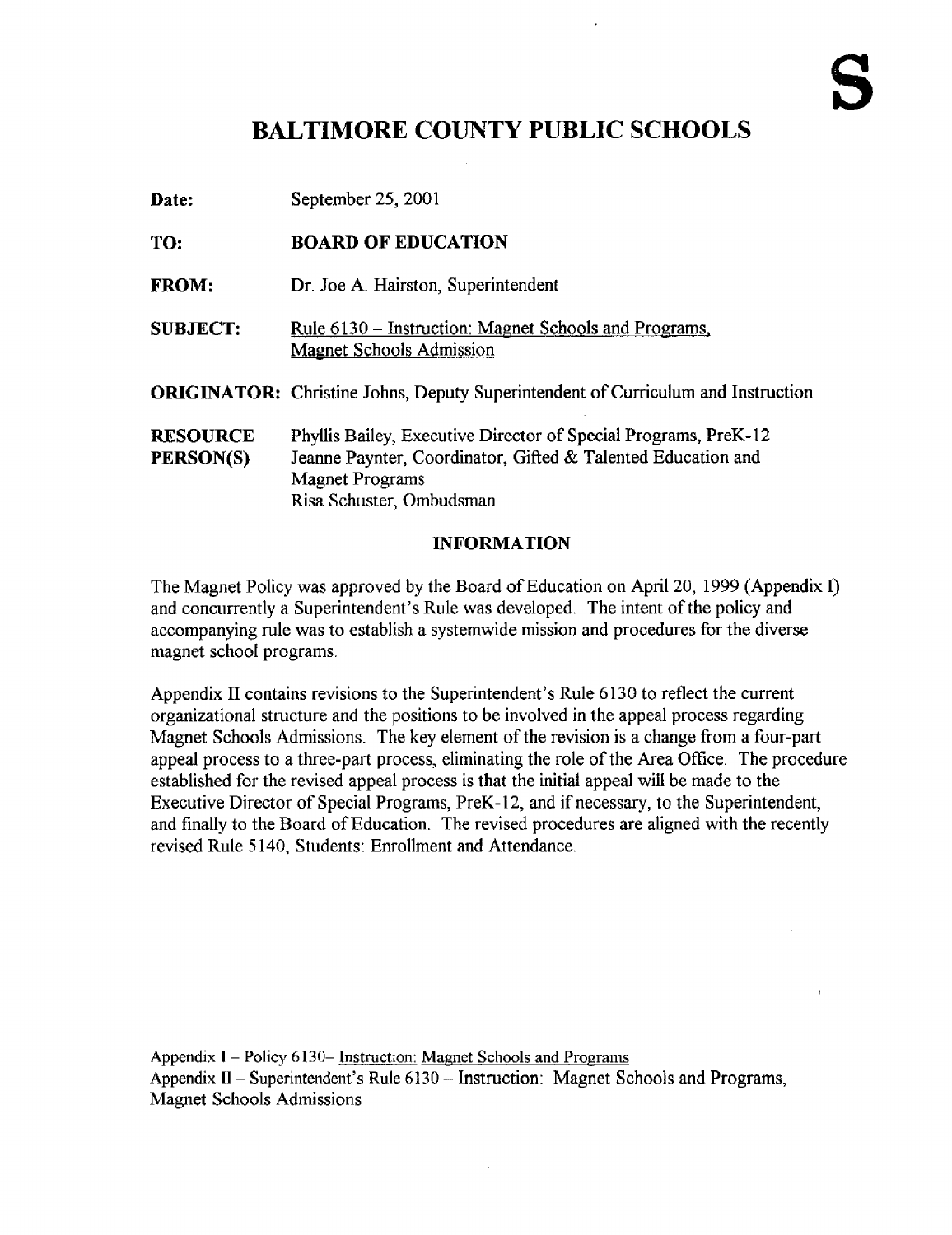**S**

# BALTIMORE COUNTY PUBLIC SCHOOLS

**Date:** September 25, 2001

**TO:** **BOARD OF EDUCATION**

**FROM:** Dr. Joe A. Hairston, Superintendent

**SUBJECT:** Rule 6130 – Instruction: Magnet Schools and Programs, Magnet Schools Admission

**ORIGINATOR:** Christine Johns, Deputy Superintendent of Curriculum and Instruction

**RESOURCE PERSON(S)** Phyllis Bailey, Executive Director of Special Programs, PreK-12
Jeanne Paynter, Coordinator, Gifted & Talented Education and Magnet Programs
Risa Schuster, Ombudsman

## INFORMATION

The Magnet Policy was approved by the Board of Education on April 20, 1999 (Appendix I) and concurrently a Superintendent's Rule was developed. The intent of the policy and accompanying rule was to establish a systemwide mission and procedures for the diverse magnet school programs.

Appendix II contains revisions to the Superintendent's Rule 6130 to reflect the current organizational structure and the positions to be involved in the appeal process regarding Magnet Schools Admissions. The key element of the revision is a change from a four-part appeal process to a three-part process, eliminating the role of the Area Office. The procedure established for the revised appeal process is that the initial appeal will be made to the Executive Director of Special Programs, PreK-12, and if necessary, to the Superintendent, and finally to the Board of Education. The revised procedures are aligned with the recently revised Rule 5140, Students: Enrollment and Attendance.

Appendix I – Policy 6130– Instruction: Magnet Schools and Programs
Appendix II – Superintendent's Rule 6130 – Instruction: Magnet Schools and Programs, Magnet Schools Admissions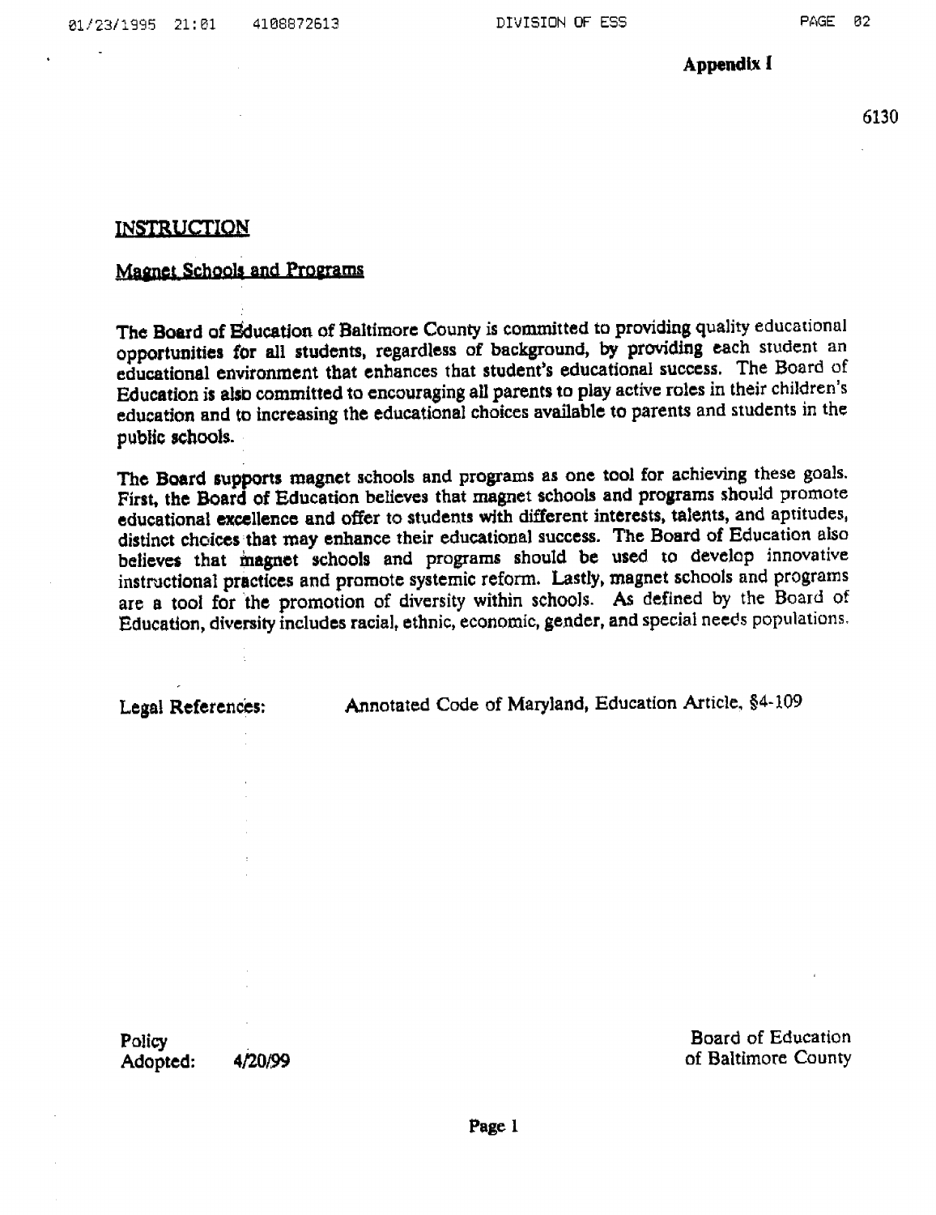**Appendix I**

6130

## INSTRUCTION

### Magnet Schools and Programs

The Board of Education of Baltimore County is committed to providing quality educational opportunities for all students, regardless of background, by providing each student an educational environment that enhances that student's educational success. The Board of Education is also committed to encouraging all parents to play active roles in their children's education and to increasing the educational choices available to parents and students in the public schools.

The Board supports magnet schools and programs as one tool for achieving these goals. First, the Board of Education believes that magnet schools and programs should promote educational excellence and offer to students with different interests, talents, and aptitudes, distinct choices that may enhance their educational success. The Board of Education also believes that magnet schools and programs should be used to develop innovative instructional practices and promote systemic reform. Lastly, magnet schools and programs are a tool for the promotion of diversity within schools. As defined by the Board of Education, diversity includes racial, ethnic, economic, gender, and special needs populations.

Legal References: Annotated Code of Maryland, Education Article, §4-109

Policy Adopted: 4/20/99

Board of Education of Baltimore County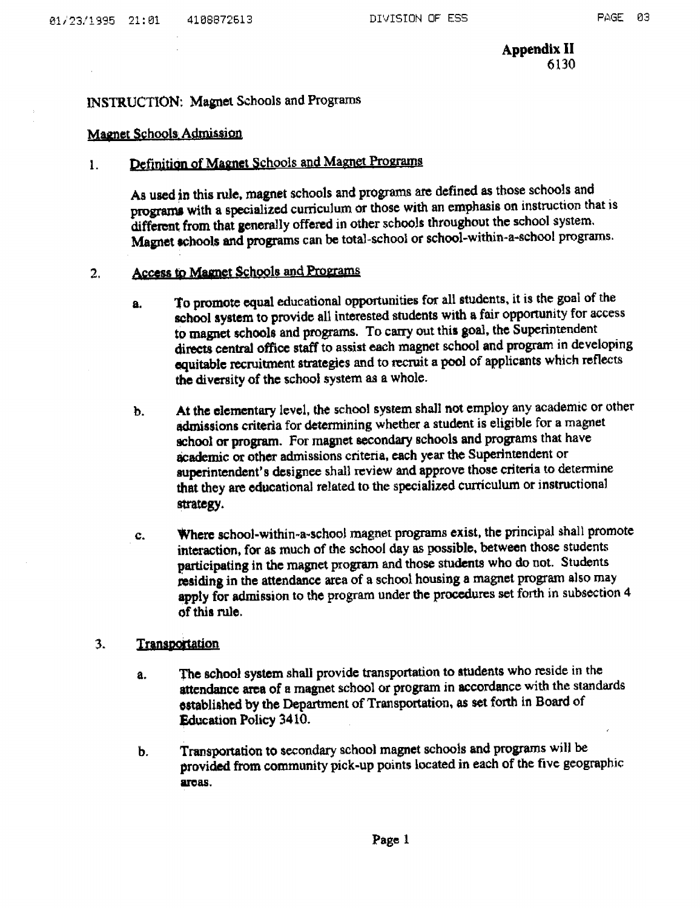**Appendix II**
6130

INSTRUCTION: Magnet Schools and Programs

Magnet Schools Admission

1. Definition of Magnet Schools and Magnet Programs

   As used in this rule, magnet schools and programs are defined as those schools and programs with a specialized curriculum or those with an emphasis on instruction that is different from that generally offered in other schools throughout the school system. Magnet schools and programs can be total-school or school-within-a-school programs.

2. Access to Magnet Schools and Programs

   a. To promote equal educational opportunities for all students, it is the goal of the school system to provide all interested students with a fair opportunity for access to magnet schools and programs. To carry out this goal, the Superintendent directs central office staff to assist each magnet school and program in developing equitable recruitment strategies and to recruit a pool of applicants which reflects the diversity of the school system as a whole.

   b. At the elementary level, the school system shall not employ any academic or other admissions criteria for determining whether a student is eligible for a magnet school or program. For magnet secondary schools and programs that have academic or other admissions criteria, each year the Superintendent or superintendent's designee shall review and approve those criteria to determine that they are educational related to the specialized curriculum or instructional strategy.

   c. Where school-within-a-school magnet programs exist, the principal shall promote interaction, for as much of the school day as possible, between those students participating in the magnet program and those students who do not. Students residing in the attendance area of a school housing a magnet program also may apply for admission to the program under the procedures set forth in subsection 4 of this rule.

3. Transportation

   a. The school system shall provide transportation to students who reside in the attendance area of a magnet school or program in accordance with the standards established by the Department of Transportation, as set forth in Board of Education Policy 3410.

   b. Transportation to secondary school magnet schools and programs will be provided from community pick-up points located in each of the five geographic areas.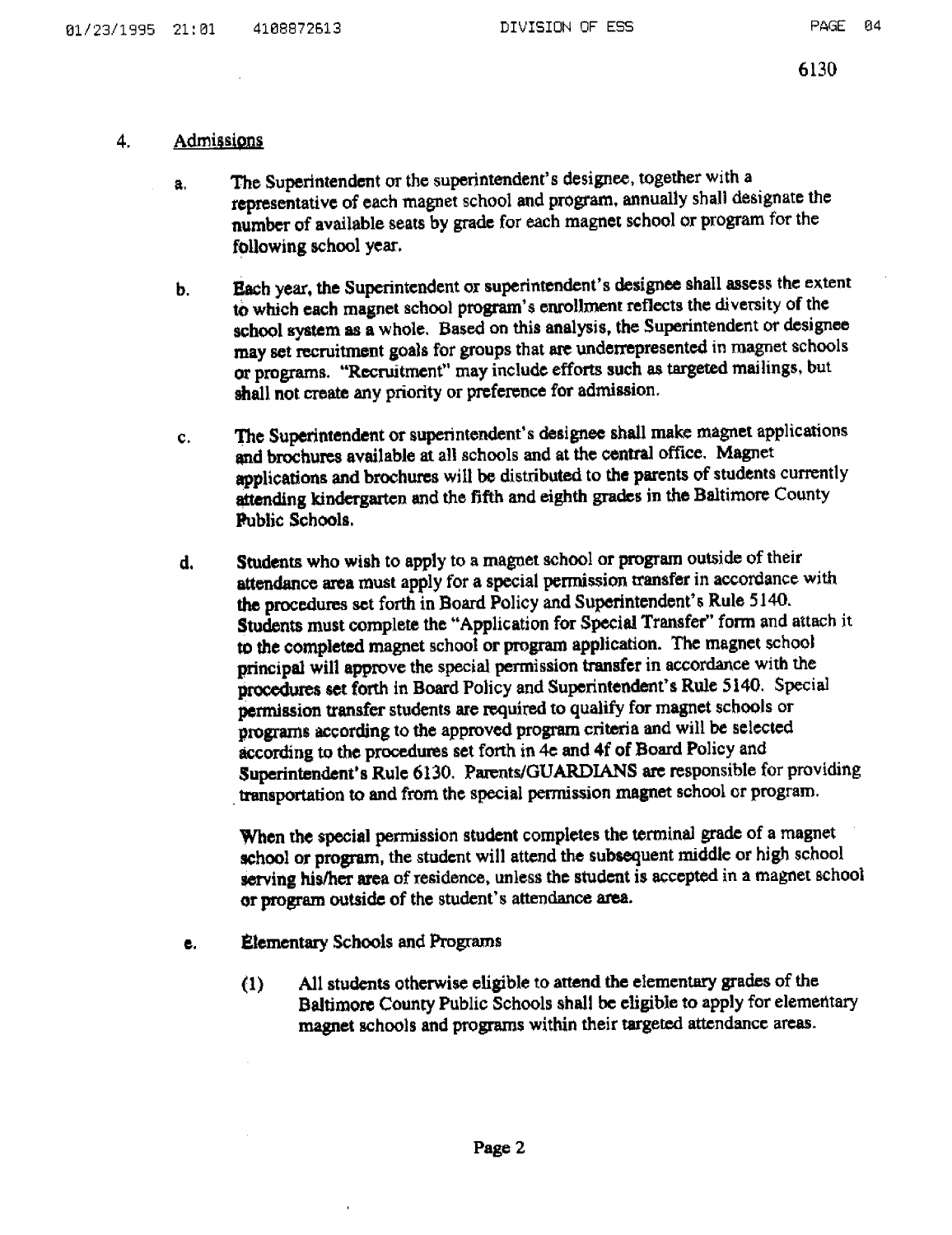## 4. Admissions

a. The Superintendent or the superintendent's designee, together with a representative of each magnet school and program, annually shall designate the number of available seats by grade for each magnet school or program for the following school year.

b. Each year, the Superintendent or superintendent's designee shall assess the extent to which each magnet school program's enrollment reflects the diversity of the school system as a whole. Based on this analysis, the Superintendent or designee may set recruitment goals for groups that are underrepresented in magnet schools or programs. "Recruitment" may include efforts such as targeted mailings, but shall not create any priority or preference for admission.

c. The Superintendent or superintendent's designee shall make magnet applications and brochures available at all schools and at the central office. Magnet applications and brochures will be distributed to the parents of students currently attending kindergarten and the fifth and eighth grades in the Baltimore County Public Schools.

d. Students who wish to apply to a magnet school or program outside of their attendance area must apply for a special permission transfer in accordance with the procedures set forth in Board Policy and Superintendent's Rule 5140. Students must complete the "Application for Special Transfer" form and attach it to the completed magnet school or program application. The magnet school principal will approve the special permission transfer in accordance with the procedures set forth in Board Policy and Superintendent's Rule 5140. Special permission transfer students are required to qualify for magnet schools or programs according to the approved program criteria and will be selected according to the procedures set forth in 4e and 4f of Board Policy and Superintendent's Rule 6130. Parents/GUARDIANS are responsible for providing transportation to and from the special permission magnet school or program.

   When the special permission student completes the terminal grade of a magnet school or program, the student will attend the subsequent middle or high school serving his/her area of residence, unless the student is accepted in a magnet school or program outside of the student's attendance area.

e. Elementary Schools and Programs

   (1) All students otherwise eligible to attend the elementary grades of the Baltimore County Public Schools shall be eligible to apply for elementary magnet schools and programs within their targeted attendance areas.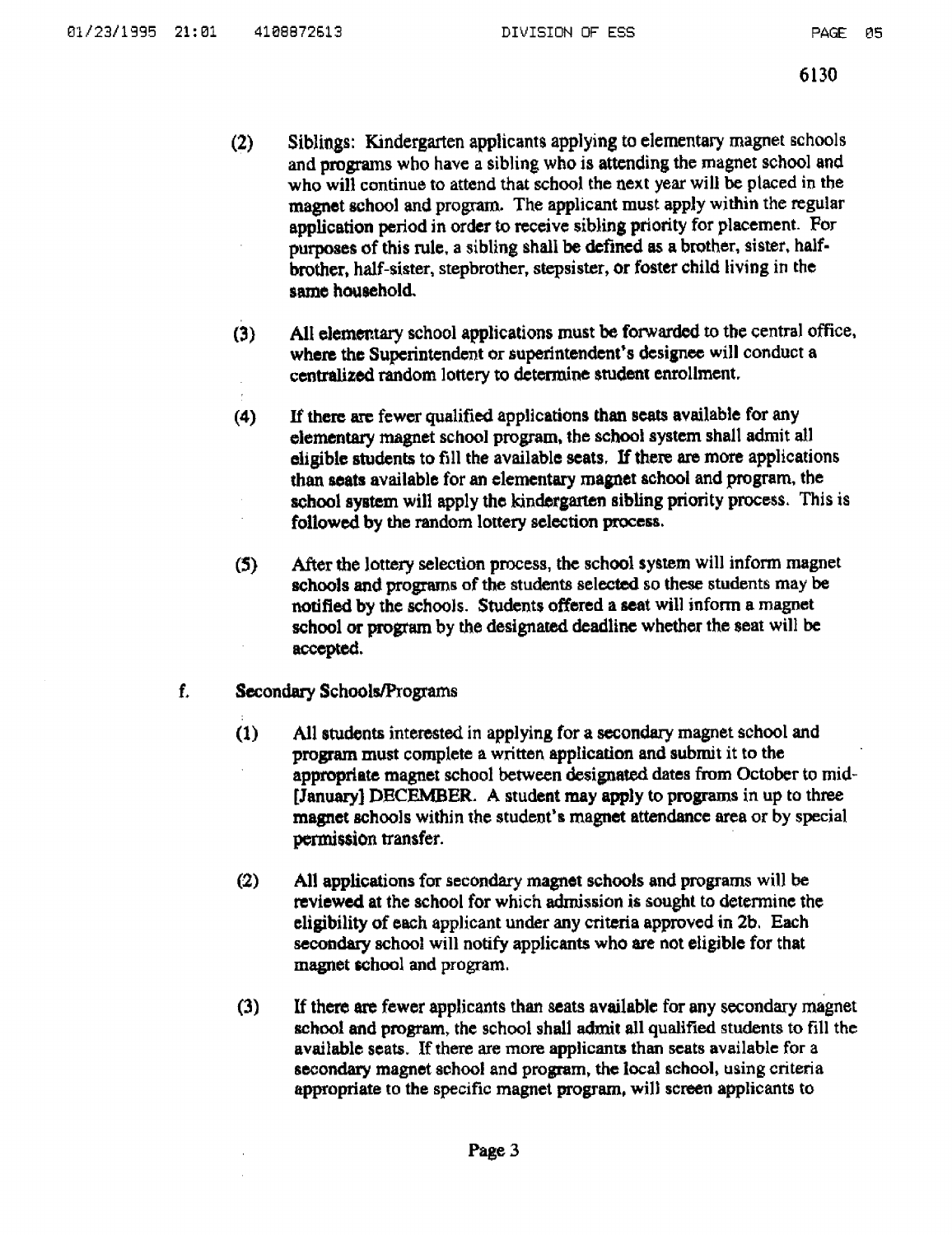(2) Siblings: Kindergarten applicants applying to elementary magnet schools and programs who have a sibling who is attending the magnet school and who will continue to attend that school the next year will be placed in the magnet school and program. The applicant must apply within the regular application period in order to receive sibling priority for placement. For purposes of this rule, a sibling shall be defined as a brother, sister, half-brother, half-sister, stepbrother, stepsister, or foster child living in the same household.

(3) All elementary school applications must be forwarded to the central office, where the Superintendent or superintendent's designee will conduct a centralized random lottery to determine student enrollment.

(4) If there are fewer qualified applications than seats available for any elementary magnet school program, the school system shall admit all eligible students to fill the available seats. If there are more applications than seats available for an elementary magnet school and program, the school system will apply the kindergarten sibling priority process. This is followed by the random lottery selection process.

(5) After the lottery selection process, the school system will inform magnet schools and programs of the students selected so these students may be notified by the schools. Students offered a seat will inform a magnet school or program by the designated deadline whether the seat will be accepted.

f. **Secondary Schools/Programs**

(1) All students interested in applying for a secondary magnet school and program must complete a written application and submit it to the appropriate magnet school between designated dates from October to mid-[January] DECEMBER. A student may apply to programs in up to three magnet schools within the student's magnet attendance area or by special permission transfer.

(2) All applications for secondary magnet schools and programs will be reviewed at the school for which admission is sought to determine the eligibility of each applicant under any criteria approved in 2b. Each secondary school will notify applicants who are not eligible for that magnet school and program.

(3) If there are fewer applicants than seats available for any secondary magnet school and program, the school shall admit all qualified students to fill the available seats. If there are more applicants than seats available for a secondary magnet school and program, the local school, using criteria appropriate to the specific magnet program, will screen applicants to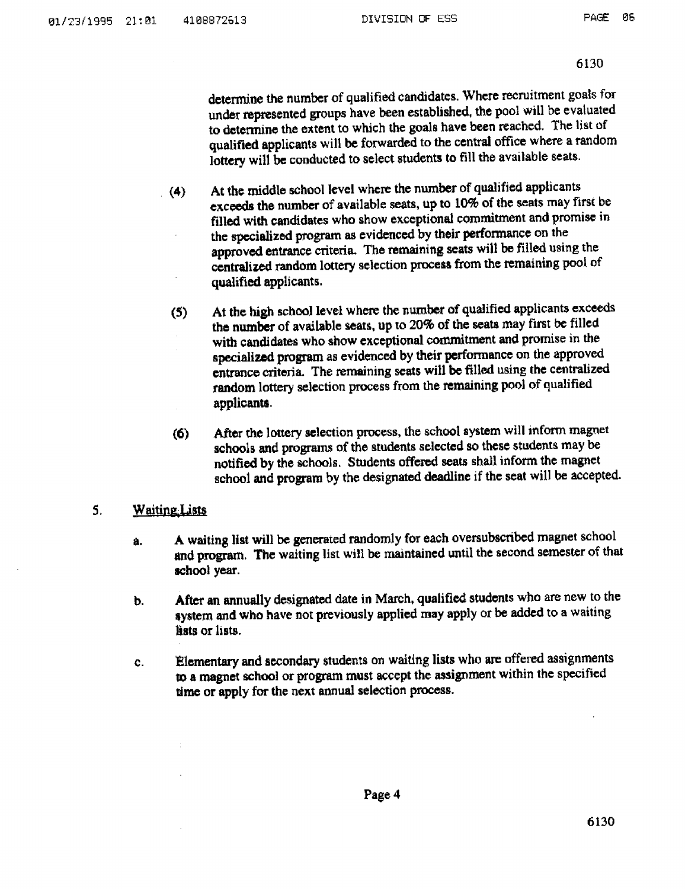determine the number of qualified candidates. Where recruitment goals for under represented groups have been established, the pool will be evaluated to determine the extent to which the goals have been reached. The list of qualified applicants will be forwarded to the central office where a random lottery will be conducted to select students to fill the available seats.

(4) At the middle school level where the number of qualified applicants exceeds the number of available seats, up to 10% of the seats may first be filled with candidates who show exceptional commitment and promise in the specialized program as evidenced by their performance on the approved entrance criteria. The remaining seats will be filled using the centralized random lottery selection process from the remaining pool of qualified applicants.

(5) At the high school level where the number of qualified applicants exceeds the number of available seats, up to 20% of the seats may first be filled with candidates who show exceptional commitment and promise in the specialized program as evidenced by their performance on the approved entrance criteria. The remaining seats will be filled using the centralized random lottery selection process from the remaining pool of qualified applicants.

(6) After the lottery selection process, the school system will inform magnet schools and programs of the students selected so these students may be notified by the schools. Students offered seats shall inform the magnet school and program by the designated deadline if the seat will be accepted.

5. Waiting Lists

a. A waiting list will be generated randomly for each oversubscribed magnet school and program. The waiting list will be maintained until the second semester of that school year.

b. After an annually designated date in March, qualified students who are new to the system and who have not previously applied may apply or be added to a waiting lists or lists.

c. Elementary and secondary students on waiting lists who are offered assignments to a magnet school or program must accept the assignment within the specified time or apply for the next annual selection process.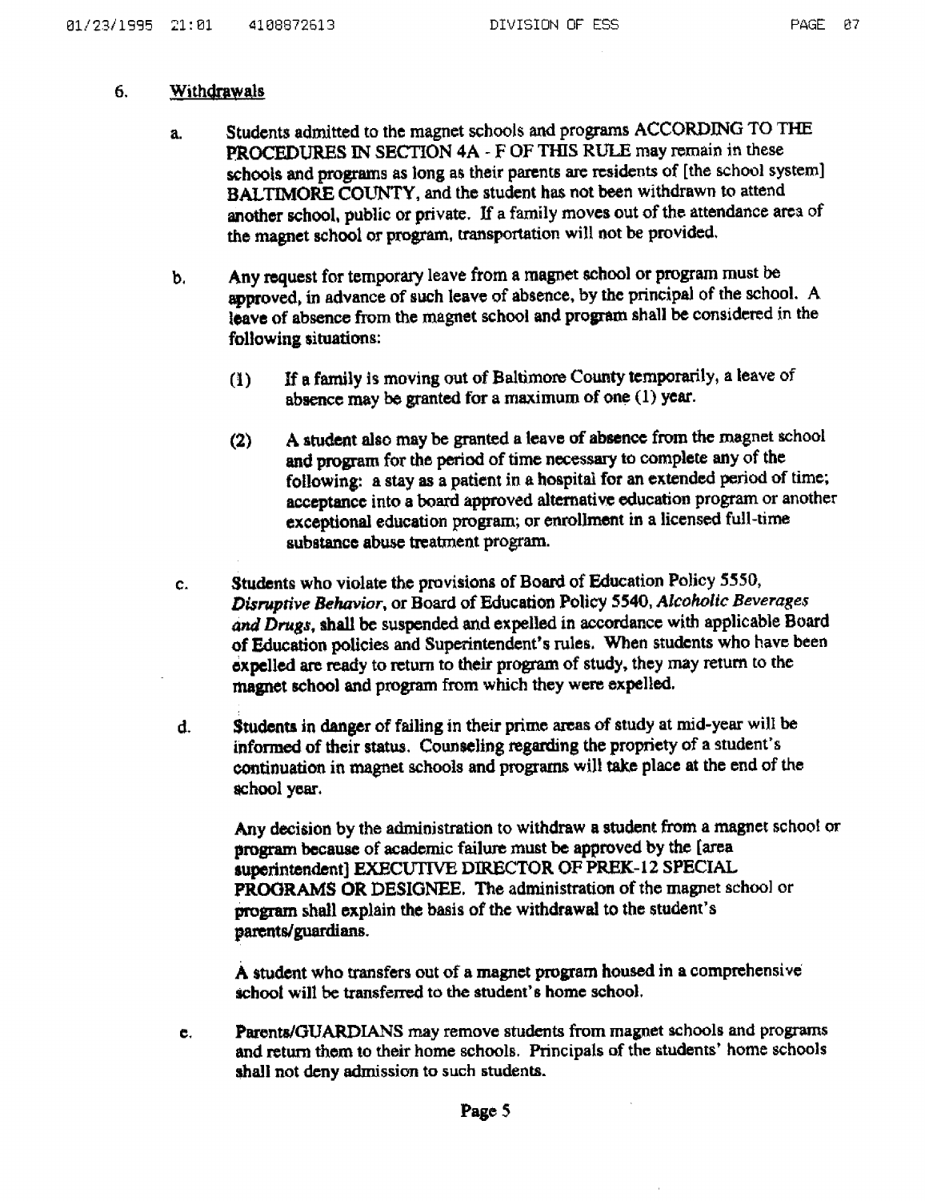6. **Withdrawals**

   a. Students admitted to the magnet schools and programs ACCORDING TO THE PROCEDURES IN SECTION 4A - F OF THIS RULE may remain in these schools and programs as long as their parents are residents of [the school system] BALTIMORE COUNTY, and the student has not been withdrawn to attend another school, public or private. If a family moves out of the attendance area of the magnet school or program, transportation will not be provided.

   b. Any request for temporary leave from a magnet school or program must be approved, in advance of such leave of absence, by the principal of the school. A leave of absence from the magnet school and program shall be considered in the following situations:

      (1) If a family is moving out of Baltimore County temporarily, a leave of absence may be granted for a maximum of one (1) year.

      (2) A student also may be granted a leave of absence from the magnet school and program for the period of time necessary to complete any of the following: a stay as a patient in a hospital for an extended period of time; acceptance into a board approved alternative education program or another exceptional education program; or enrollment in a licensed full-time substance abuse treatment program.

   c. Students who violate the provisions of Board of Education Policy 5550, *Disruptive Behavior*, or Board of Education Policy 5540, *Alcoholic Beverages and Drugs*, shall be suspended and expelled in accordance with applicable Board of Education policies and Superintendent's rules. When students who have been expelled are ready to return to their program of study, they may return to the magnet school and program from which they were expelled.

   d. Students in danger of failing in their prime areas of study at mid-year will be informed of their status. Counseling regarding the propriety of a student's continuation in magnet schools and programs will take place at the end of the school year.

      Any decision by the administration to withdraw a student from a magnet school or program because of academic failure must be approved by the [area superintendent] EXECUTIVE DIRECTOR OF PREK-12 SPECIAL PROGRAMS OR DESIGNEE. The administration of the magnet school or program shall explain the basis of the withdrawal to the student's parents/guardians.

      A student who transfers out of a magnet program housed in a comprehensive school will be transferred to the student's home school.

   e. Parents/GUARDIANS may remove students from magnet schools and programs and return them to their home schools. Principals of the students' home schools shall not deny admission to such students.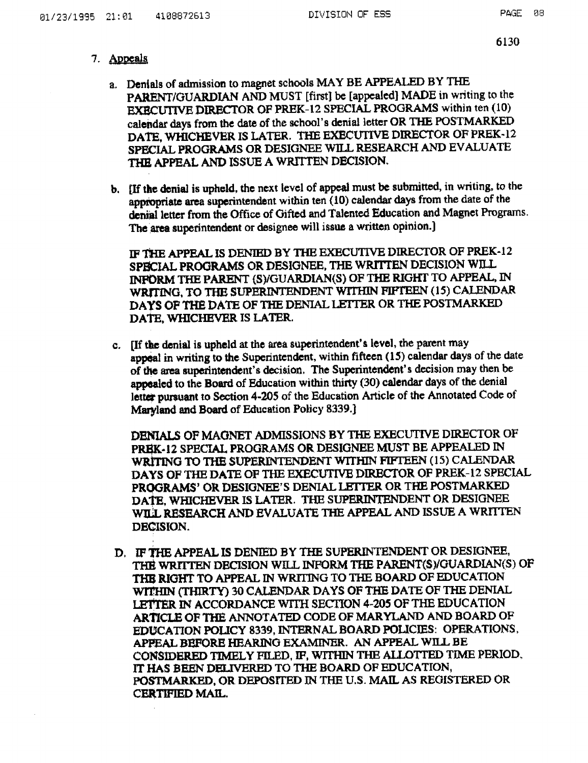7. Appeals

   a. Denials of admission to magnet schools MAY BE APPEALED BY THE PARENT/GUARDIAN AND MUST [first] be [appealed] MADE in writing to the EXECUTIVE DIRECTOR OF PREK-12 SPECIAL PROGRAMS within ten (10) calendar days from the date of the school's denial letter OR THE POSTMARKED DATE, WHICHEVER IS LATER. THE EXECUTIVE DIRECTOR OF PREK-12 SPECIAL PROGRAMS OR DESIGNEE WILL RESEARCH AND EVALUATE THE APPEAL AND ISSUE A WRITTEN DECISION.

   b. [If the denial is upheld, the next level of appeal must be submitted, in writing, to the appropriate area superintendent within ten (10) calendar days from the date of the denial letter from the Office of Gifted and Talented Education and Magnet Programs. The area superintendent or designee will issue a written opinion.]

      IF THE APPEAL IS DENIED BY THE EXECUTIVE DIRECTOR OF PREK-12 SPECIAL PROGRAMS OR DESIGNEE, THE WRITTEN DECISION WILL INFORM THE PARENT (S)/GUARDIAN(S) OF THE RIGHT TO APPEAL, IN WRITING, TO THE SUPERINTENDENT WITHIN FIFTEEN (15) CALENDAR DAYS OF THE DATE OF THE DENIAL LETTER OR THE POSTMARKED DATE, WHICHEVER IS LATER.

   c. [If the denial is upheld at the area superintendent's level, the parent may appeal in writing to the Superintendent, within fifteen (15) calendar days of the date of the area superintendent's decision. The Superintendent's decision may then be appealed to the Board of Education within thirty (30) calendar days of the denial letter pursuant to Section 4-205 of the Education Article of the Annotated Code of Maryland and Board of Education Policy 8339.]

      DENIALS OF MAGNET ADMISSIONS BY THE EXECUTIVE DIRECTOR OF PREK-12 SPECIAL PROGRAMS OR DESIGNEE MUST BE APPEALED IN WRITING TO THE SUPERINTENDENT WITHIN FIFTEEN (15) CALENDAR DAYS OF THE DATE OF THE EXECUTIVE DIRECTOR OF PREK-12 SPECIAL PROGRAMS' OR DESIGNEE'S DENIAL LETTER OR THE POSTMARKED DATE, WHICHEVER IS LATER. THE SUPERINTENDENT OR DESIGNEE WILL RESEARCH AND EVALUATE THE APPEAL AND ISSUE A WRITTEN DECISION.

   D. IF THE APPEAL IS DENIED BY THE SUPERINTENDENT OR DESIGNEE, THE WRITTEN DECISION WILL INFORM THE PARENT(S)/GUARDIAN(S) OF THE RIGHT TO APPEAL IN WRITING TO THE BOARD OF EDUCATION WITHIN (THIRTY) 30 CALENDAR DAYS OF THE DATE OF THE DENIAL LETTER IN ACCORDANCE WITH SECTION 4-205 OF THE EDUCATION ARTICLE OF THE ANNOTATED CODE OF MARYLAND AND BOARD OF EDUCATION POLICY 8339, INTERNAL BOARD POLICIES: OPERATIONS, APPEAL BEFORE HEARING EXAMINER. AN APPEAL WILL BE CONSIDERED TIMELY FILED, IF, WITHIN THE ALLOTTED TIME PERIOD, IT HAS BEEN DELIVERED TO THE BOARD OF EDUCATION, POSTMARKED, OR DEPOSITED IN THE U.S. MAIL AS REGISTERED OR CERTIFIED MAIL.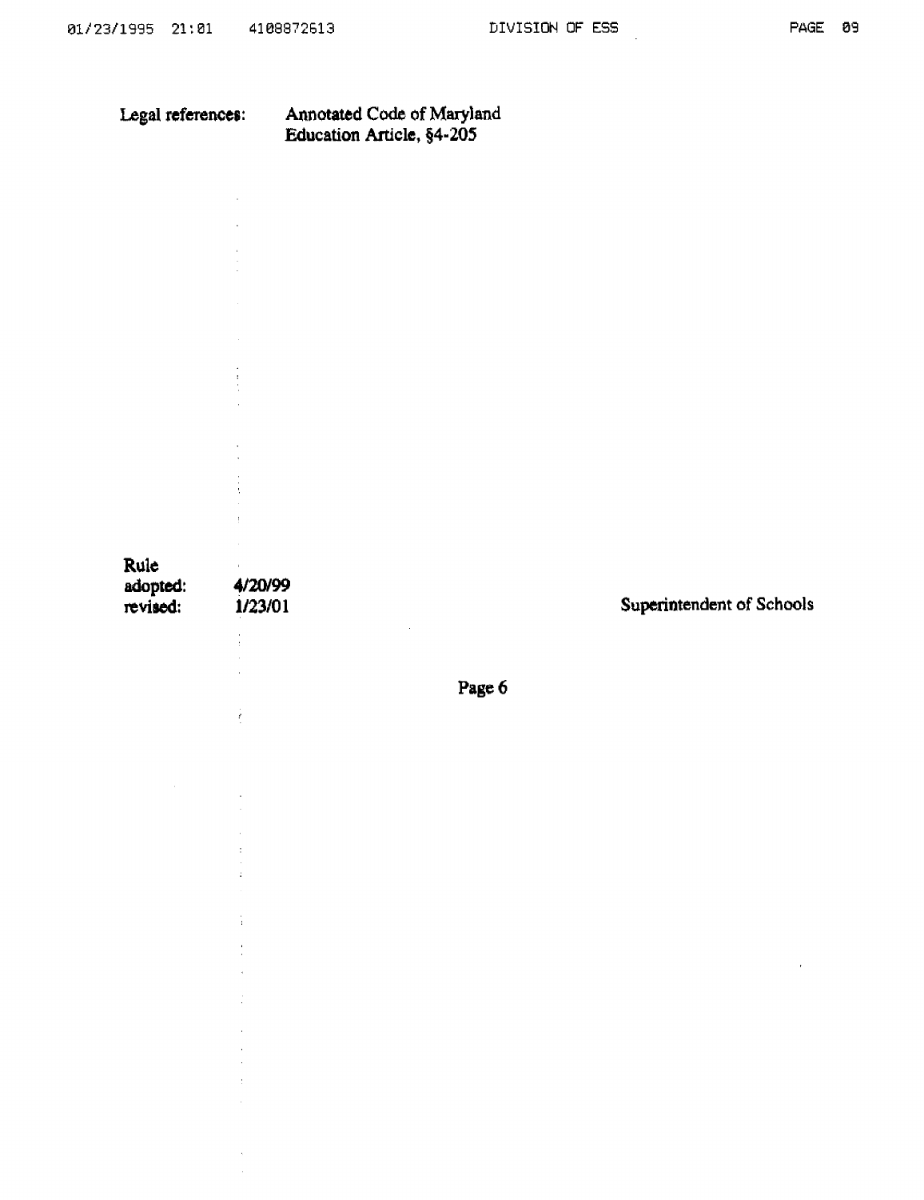Legal references: Annotated Code of Maryland
Education Article, §4-205

Rule
adopted: 4/20/99
revised: 1/23/01

Superintendent of Schools